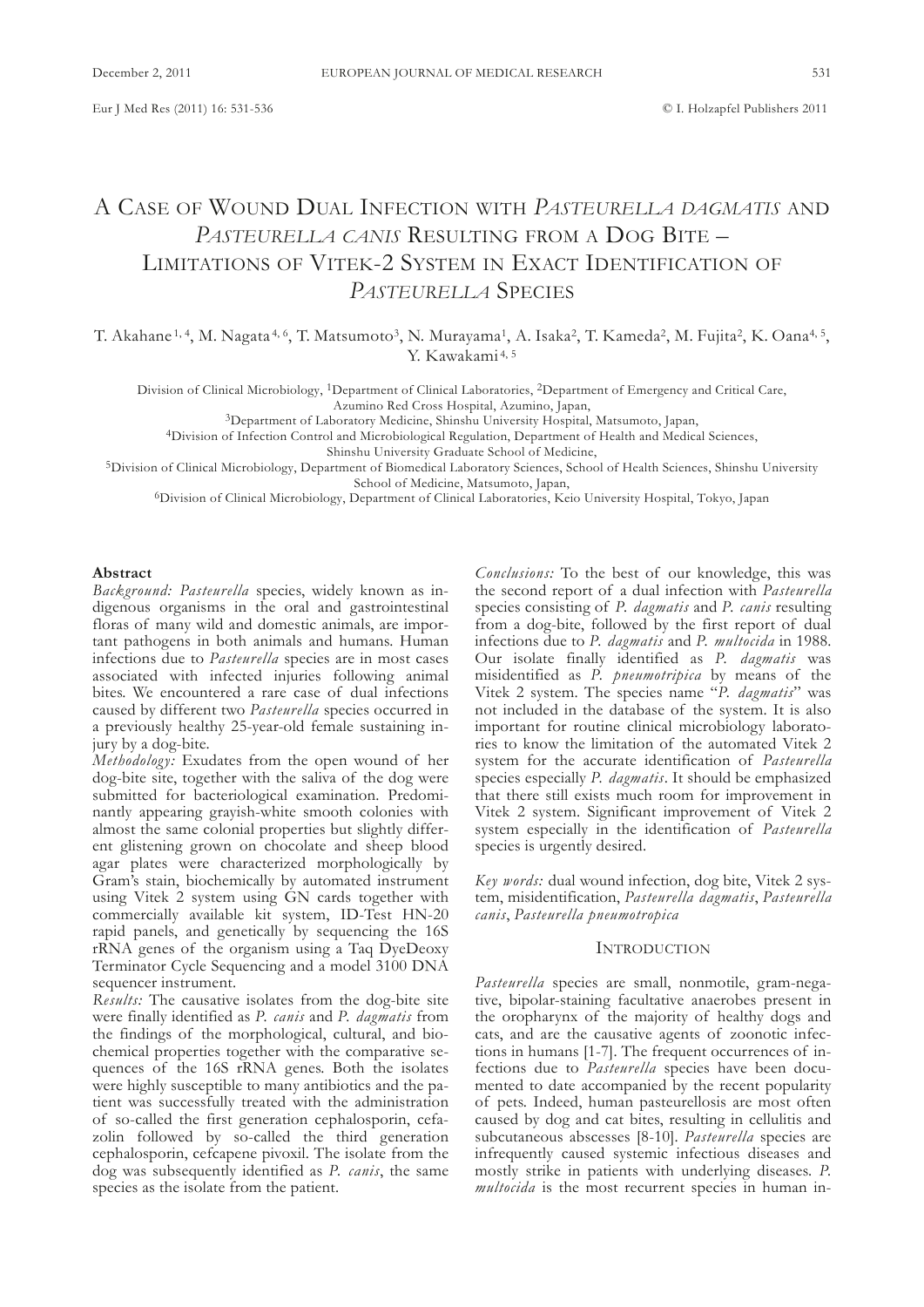# A Case of Wound Dual Infection with *Pasteurella dagmatis* and *Pasteurella canis* Resulting from a Dog Bite – Limitations of Vitek-2 System in Exact Identification of *Pasteurella* Species

T. Akahane[1, 4], M. Nagata[4, 6], T. Matsumoto[3], N. Murayama[1], A. Isaka[2], T. Kameda[2], M. Fujita[2], K. Oana[4, 5], Y. Kawakami[4, 5]

Division of Clinical Microbiology, [1]Department of Clinical Laboratories, [2]Department of Emergency and Critical Care, Azumino Red Cross Hospital, Azumino, Japan,
[3]Department of Laboratory Medicine, Shinshu University Hospital, Matsumoto, Japan,
[4]Division of Infection Control and Microbiological Regulation, Department of Health and Medical Sciences, Shinshu University Graduate School of Medicine,
[5]Division of Clinical Microbiology, Department of Biomedical Laboratory Sciences, School of Health Sciences, Shinshu University School of Medicine, Matsumoto, Japan,
[6]Division of Clinical Microbiology, Department of Clinical Laboratories, Keio University Hospital, Tokyo, Japan

## Abstract

*Background:* *Pasteurella* species, widely known as indigenous organisms in the oral and gastrointestinal floras of many wild and domestic animals, are important pathogens in both animals and humans. Human infections due to *Pasteurella* species are in most cases associated with infected injuries following animal bites. We encountered a rare case of dual infections caused by different two *Pasteurella* species occurred in a previously healthy 25-year-old female sustaining injury by a dog-bite.

*Methodology:* Exudates from the open wound of her dog-bite site, together with the saliva of the dog were submitted for bacteriological examination. Predominantly appearing grayish-white smooth colonies with almost the same colonial properties but slightly different glistening grown on chocolate and sheep blood agar plates were characterized morphologically by Gram's stain, biochemically by automated instrument using Vitek 2 system using GN cards together with commercially available kit system, ID-Test HN-20 rapid panels, and genetically by sequencing the 16S rRNA genes of the organism using a Taq DyeDeoxy Terminator Cycle Sequencing and a model 3100 DNA sequencer instrument.

*Results:* The causative isolates from the dog-bite site were finally identified as *P. canis* and *P. dagmatis* from the findings of the morphological, cultural, and biochemical properties together with the comparative sequences of the 16S rRNA genes. Both the isolates were highly susceptible to many antibiotics and the patient was successfully treated with the administration of so-called the first generation cephalosporin, cefazolin followed by so-called the third generation cephalosporin, cefcapene pivoxil. The isolate from the dog was subsequently identified as *P. canis*, the same species as the isolate from the patient.

*Conclusions:* To the best of our knowledge, this was the second report of a dual infection with *Pasteurella* species consisting of *P. dagmatis* and *P. canis* resulting from a dog-bite, followed by the first report of dual infections due to *P. dagmatis* and *P. multocida* in 1988. Our isolate finally identified as *P. dagmatis* was misidentified as *P. pneumotripica* by means of the Vitek 2 system. The species name "*P. dagmatis*" was not included in the database of the system. It is also important for routine clinical microbiology laboratories to know the limitation of the automated Vitek 2 system for the accurate identification of *Pasteurella* species especially *P. dagmatis*. It should be emphasized that there still exists much room for improvement in Vitek 2 system. Significant improvement of Vitek 2 system especially in the identification of *Pasteurella* species is urgently desired.

*Key words:* dual wound infection, dog bite, Vitek 2 system, misidentification, *Pasteurella dagmatis*, *Pasteurella canis*, *Pasteurella pneumotropica*

## Introduction

*Pasteurella* species are small, nonmotile, gram-negative, bipolar-staining facultative anaerobes present in the oropharynx of the majority of healthy dogs and cats, and are the causative agents of zoonotic infections in humans [1-7]. The frequent occurrences of infections due to *Pasteurella* species have been documented to date accompanied by the recent popularity of pets. Indeed, human pasteurellosis are most often caused by dog and cat bites, resulting in cellulitis and subcutaneous abscesses [8-10]. *Pasteurella* species are infrequently caused systemic infectious diseases and mostly strike in patients with underlying diseases. *P. multocida* is the most recurrent species in human in-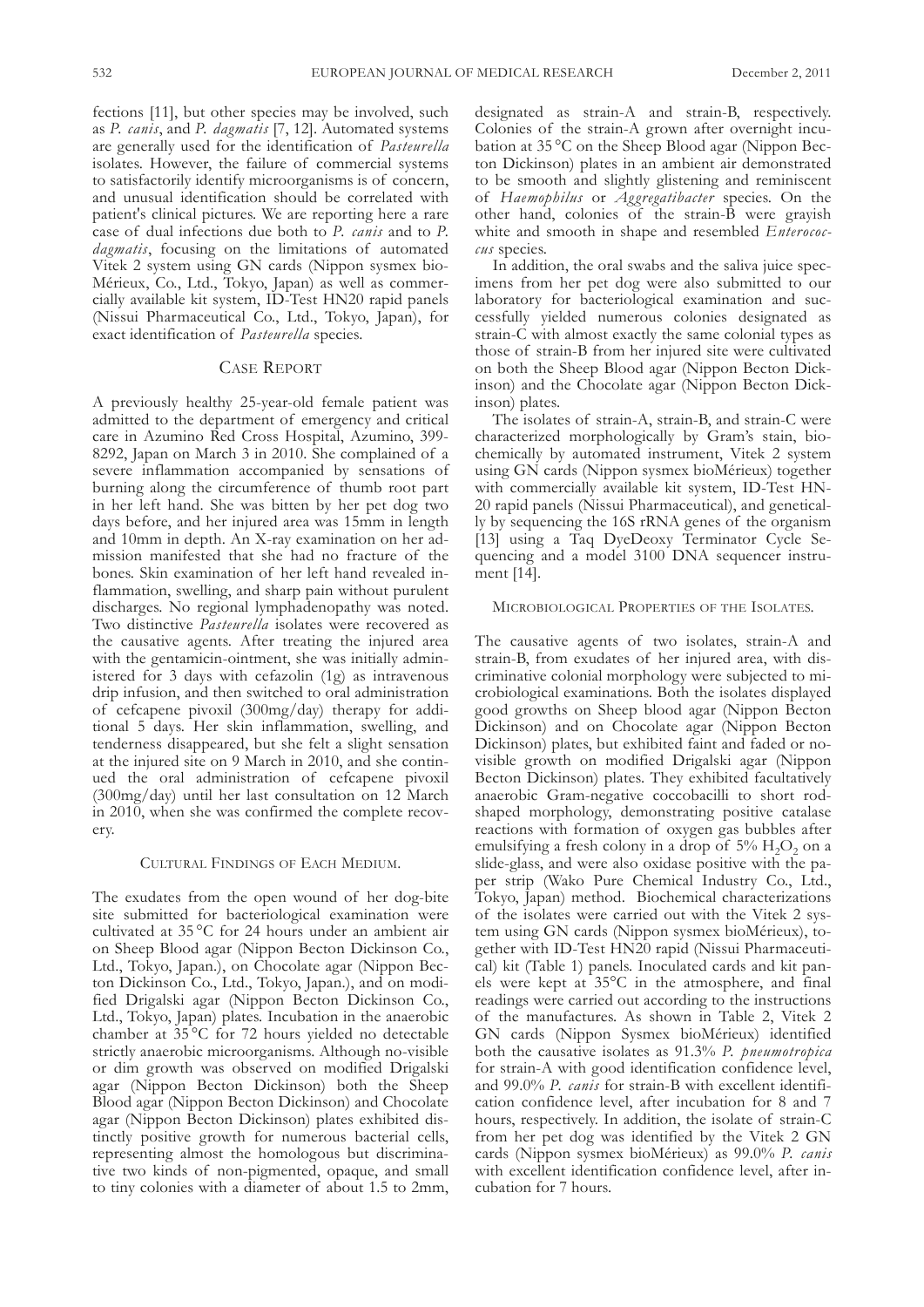fections [11], but other species may be involved, such as *P. canis*, and *P. dagmatis* [7, 12]. Automated systems are generally used for the identification of *Pasteurella* isolates. However, the failure of commercial systems to satisfactorily identify microorganisms is of concern, and unusual identification should be correlated with patient's clinical pictures. We are reporting here a rare case of dual infections due both to *P. canis* and to *P. dagmatis*, focusing on the limitations of automated Vitek 2 system using GN cards (Nippon sysmex bioMérieux, Co., Ltd., Tokyo, Japan) as well as commercially available kit system, ID-Test HN20 rapid panels (Nissui Pharmaceutical Co., Ltd., Tokyo, Japan), for exact identification of *Pasteurella* species.

## Case Report

A previously healthy 25-year-old female patient was admitted to the department of emergency and critical care in Azumino Red Cross Hospital, Azumino, 399-8292, Japan on March 3 in 2010. She complained of a severe inflammation accompanied by sensations of burning along the circumference of thumb root part in her left hand. She was bitten by her pet dog two days before, and her injured area was 15mm in length and 10mm in depth. An X-ray examination on her admission manifested that she had no fracture of the bones. Skin examination of her left hand revealed inflammation, swelling, and sharp pain without purulent discharges. No regional lymphadenopathy was noted. Two distinctive *Pasteurella* isolates were recovered as the causative agents. After treating the injured area with the gentamicin-ointment, she was initially administered for 3 days with cefazolin (1g) as intravenous drip infusion, and then switched to oral administration of cefcapene pivoxil (300mg/day) therapy for additional 5 days. Her skin inflammation, swelling, and tenderness disappeared, but she felt a slight sensation at the injured site on 9 March in 2010, and she continued the oral administration of cefcapene pivoxil (300mg/day) until her last consultation on 12 March in 2010, when she was confirmed the complete recovery.

### Cultural Findings of Each Medium.

The exudates from the open wound of her dog-bite site submitted for bacteriological examination were cultivated at 35 °C for 24 hours under an ambient air on Sheep Blood agar (Nippon Becton Dickinson Co., Ltd., Tokyo, Japan.), on Chocolate agar (Nippon Becton Dickinson Co., Ltd., Tokyo, Japan.), and on modified Drigalski agar (Nippon Becton Dickinson Co., Ltd., Tokyo, Japan) plates. Incubation in the anaerobic chamber at 35 °C for 72 hours yielded no detectable strictly anaerobic microorganisms. Although no-visible or dim growth was observed on modified Drigalski agar (Nippon Becton Dickinson) both the Sheep Blood agar (Nippon Becton Dickinson) and Chocolate agar (Nippon Becton Dickinson) plates exhibited distinctly positive growth for numerous bacterial cells, representing almost the homologous but discriminative two kinds of non-pigmented, opaque, and small to tiny colonies with a diameter of about 1.5 to 2mm, designated as strain-A and strain-B, respectively. Colonies of the strain-A grown after overnight incubation at 35 °C on the Sheep Blood agar (Nippon Becton Dickinson) plates in an ambient air demonstrated to be smooth and slightly glistening and reminiscent of *Haemophilus* or *Aggregatibacter* species. On the other hand, colonies of the strain-B were grayish white and smooth in shape and resembled *Enterococcus* species.

In addition, the oral swabs and the saliva juice specimens from her pet dog were also submitted to our laboratory for bacteriological examination and successfully yielded numerous colonies designated as strain-C with almost exactly the same colonial types as those of strain-B from her injured site were cultivated on both the Sheep Blood agar (Nippon Becton Dickinson) and the Chocolate agar (Nippon Becton Dickinson) plates.

The isolates of strain-A, strain-B, and strain-C were characterized morphologically by Gram's stain, biochemically by automated instrument, Vitek 2 system using GN cards (Nippon sysmex bioMérieux) together with commercially available kit system, ID-Test HN-20 rapid panels (Nissui Pharmaceutical), and genetically by sequencing the 16S rRNA genes of the organism [13] using a Taq DyeDeoxy Terminator Cycle Sequencing and a model 3100 DNA sequencer instrument [14].

### Microbiological Properties of the Isolates.

The causative agents of two isolates, strain-A and strain-B, from exudates of her injured area, with discriminative colonial morphology were subjected to microbiological examinations. Both the isolates displayed good growths on Sheep blood agar (Nippon Becton Dickinson) and on Chocolate agar (Nippon Becton Dickinson) plates, but exhibited faint and faded or no-visible growth on modified Drigalski agar (Nippon Becton Dickinson) plates. They exhibited facultatively anaerobic Gram-negative coccobacilli to short rod-shaped morphology, demonstrating positive catalase reactions with formation of oxygen gas bubbles after emulsifying a fresh colony in a drop of 5% $H_2O_2$ on a slide-glass, and were also oxidase positive with the paper strip (Wako Pure Chemical Industry Co., Ltd., Tokyo, Japan) method. Biochemical characterizations of the isolates were carried out with the Vitek 2 system using GN cards (Nippon sysmex bioMérieux), together with ID-Test HN20 rapid (Nissui Pharmaceutical) kit (Table 1) panels. Inoculated cards and kit panels were kept at 35°C in the atmosphere, and final readings were carried out according to the instructions of the manufactures. As shown in Table 2, Vitek 2 GN cards (Nippon Sysmex bioMérieux) identified both the causative isolates as 91.3% *P. pneumotropica* for strain-A with good identification confidence level, and 99.0% *P. canis* for strain-B with excellent identification confidence level, after incubation for 8 and 7 hours, respectively. In addition, the isolate of strain-C from her pet dog was identified by the Vitek 2 GN cards (Nippon sysmex bioMérieux) as 99.0% *P. canis* with excellent identification confidence level, after incubation for 7 hours.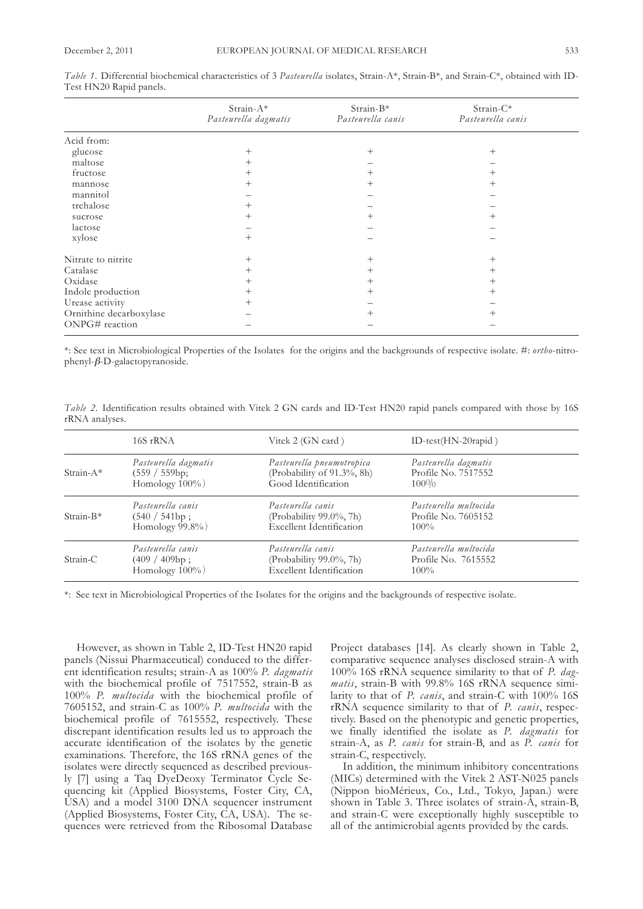*Table 1.* Differential biochemical characteristics of 3 *Pasteurella* isolates, Strain-A*, Strain-B*, and Strain-C*, obtained with ID-Test HN20 Rapid panels.

| | Strain-A* *Pasteurella dagmatis* | Strain-B* *Pasteurella canis* | Strain-C* *Pasteurella canis* |
|---|---|---|---|
| Acid from: | | | |
| glucose | + | + | + |
| maltose | + | – | – |
| fructose | + | + | + |
| mannose | + | + | + |
| mannitol | – | – | – |
| trehalose | + | – | – |
| sucrose | + | + | + |
| lactose | – | – | – |
| xylose | + | – | – |
| Nitrate to nitrite | + | + | + |
| Catalase | + | + | + |
| Oxidase | + | + | + |
| Indole production | + | + | + |
| Urease activity | + | – | – |
| Ornithine decarboxylase | – | + | + |
| ONPG# reaction | – | – | – |

*: See text in Microbiological Properties of the Isolates for the origins and the backgrounds of respective isolate. #: *ortho*-nitrophenyl-$\beta$-D-galactopyranoside.

*Table 2.* Identification results obtained with Vitek 2 GN cards and ID-Test HN20 rapid panels compared with those by 16S rRNA analyses.

| | 16S rRNA | Vitek 2 (GN card ) | ID-test(HN-20rapid ) |
|---|---|---|---|
| Strain-A* | *Pasteurella dagmatis* (559 / 559bp; Homology 100%) | *Pasteurella pneumotropica* (Probability of 91.3%, 8h) Good Identification | *Pasteurella dagmatis* Profile No. 7517552 100% |
| Strain-B* | *Pasteurella canis* (540 / 541bp ; Homology 99.8%) | *Pasteurella canis* (Probability 99.0%, 7h) Excellent Identification | *Pasteurella multocida* Profile No. 7605152 100% |
| Strain-C | *Pasteurella canis* (409 / 409bp ; Homology 100%) | *Pasteurella canis* (Probability 99.0%, 7h) Excellent Identification | *Pasteurella multocida* Profile No. 7615552 100% |

*: See text in Microbiological Properties of the Isolates for the origins and the backgrounds of respective isolate.

However, as shown in Table 2, ID-Test HN20 rapid panels (Nissui Pharmaceutical) conducted to the different identification results; strain-A as 100% *P. dagmatis* with the biochemical profile of 7517552, strain-B as 100% *P. multocida* with the biochemical profile of 7605152, and strain-C as 100% *P. multocida* with the biochemical profile of 7615552, respectively. These discrepant identification results led us to approach the accurate identification of the isolates by the genetic examinations. Therefore, the 16S rRNA genes of the isolates were directly sequenced as described previously [7] using a Taq DyeDeoxy Terminator Cycle Sequencing kit (Applied Biosystems, Foster City, CA, USA) and a model 3100 DNA sequencer instrument (Applied Biosystems, Foster City, CA, USA). The sequences were retrieved from the Ribosomal Database Project databases [14]. As clearly shown in Table 2, comparative sequence analyses disclosed strain-A with 100% 16S rRNA sequence similarity to that of *P. dagmatis*, strain-B with 99.8% 16S rRNA sequence similarity to that of *P. canis*, and strain-C with 100% 16S rRNA sequence similarity to that of *P. canis*, respectively. Based on the phenotypic and genetic properties, we finally identified the isolate as *P. dagmatis* for strain-A, as *P. canis* for strain-B, and as *P. canis* for strain-C, respectively.

In addition, the minimum inhibitory concentrations (MICs) determined with the Vitek 2 AST-N025 panels (Nippon bioMérieux, Co., Ltd., Tokyo, Japan.) were shown in Table 3. Three isolates of strain-A, strain-B, and strain-C were exceptionally highly susceptible to all of the antimicrobial agents provided by the cards.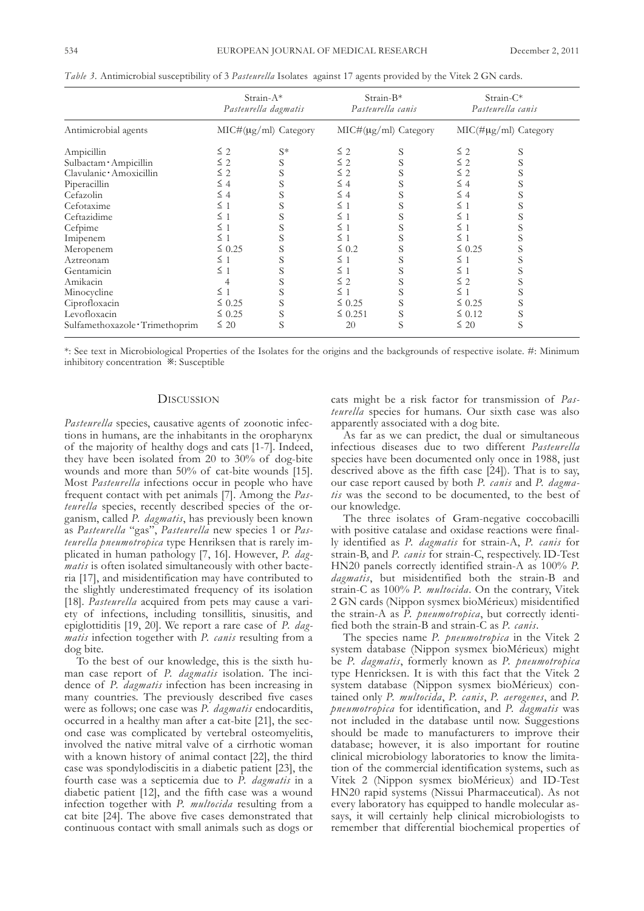*Table 3.* Antimicrobial susceptibility of 3 *Pasteurella* Isolates against 17 agents provided by the Vitek 2 GN cards.

| | Strain-A* *Pasteurella dagmatis* | | Strain-B* *Pasteurella canis* | | Strain-C* *Pasteurella canis* | |
|---|---|---|---|---|---|---|
| Antimicrobial agents | MIC#(μg/ml) | Category | MIC#(μg/ml) | Category | MIC(#μg/ml) | Category |
| Ampicillin | ≤ 2 | S※ | ≤ 2 | S | ≤ 2 | S |
| Sulbactam·Ampicillin | ≤ 2 | S | ≤ 2 | S | ≤ 2 | S |
| Clavulanic·Amoxicillin | ≤ 2 | S | ≤ 2 | S | ≤ 2 | S |
| Piperacillin | ≤ 4 | S | ≤ 4 | S | ≤ 4 | S |
| Cefazolin | ≤ 4 | S | ≤ 4 | S | ≤ 4 | S |
| Cefotaxime | ≤ 1 | S | ≤ 1 | S | ≤ 1 | S |
| Ceftazidime | ≤ 1 | S | ≤ 1 | S | ≤ 1 | S |
| Cefpime | ≤ 1 | S | ≤ 1 | S | ≤ 1 | S |
| Imipenem | ≤ 1 | S | ≤ 1 | S | ≤ 1 | S |
| Meropenem | ≤ 0.25 | S | ≤ 0.2 | S | ≤ 0.25 | S |
| Aztreonam | ≤ 1 | S | ≤ 1 | S | ≤ 1 | S |
| Gentamicin | ≤ 1 | S | ≤ 1 | S | ≤ 1 | S |
| Amikacin | 4 | S | ≤ 2 | S | ≤ 2 | S |
| Minocycline | ≤ 1 | S | ≤ 1 | S | ≤ 1 | S |
| Ciprofloxacin | ≤ 0.25 | S | ≤ 0.25 | S | ≤ 0.25 | S |
| Levofloxacin | ≤ 0.25 | S | ≤ 0.251 | S | ≤ 0.12 | S |
| Sulfamethoxazole·Trimethoprim | ≤ 20 | S | 20 | S | ≤ 20 | S |

*: See text in Microbiological Properties of the Isolates for the origins and the backgrounds of respective isolate. #: Minimum inhibitory concentration ※: Susceptible

## Discussion

*Pasteurella* species, causative agents of zoonotic infections in humans, are the inhabitants in the oropharynx of the majority of healthy dogs and cats [1-7]. Indeed, they have been isolated from 20 to 30% of dog-bite wounds and more than 50% of cat-bite wounds [15]. Most *Pasteurella* infections occur in people who have frequent contact with pet animals [7]. Among the *Pasteurella* species, recently described species of the organism, called *P. dagmatis*, has previously been known as *Pasteurella* "gas", *Pasteurella* new species 1 or *Pasteurella pneumotropica* type Henriksen that is rarely implicated in human pathology [7, 16]. However, *P. dagmatis* is often isolated simultaneously with other bacteria [17], and misidentification may have contributed to the slightly underestimated frequency of its isolation [18]. *Pasteurella* acquired from pets may cause a variety of infections, including tonsillitis, sinusitis, and epiglottiditis [19, 20]. We report a rare case of *P. dagmatis* infection together with *P. canis* resulting from a dog bite.

To the best of our knowledge, this is the sixth human case report of *P. dagmatis* isolation. The incidence of *P. dagmatis* infection has been increasing in many countries. The previously described five cases were as follows; one case was *P. dagmatis* endocarditis, occurred in a healthy man after a cat-bite [21], the second case was complicated by vertebral osteomyelitis, involved the native mitral valve of a cirrhotic woman with a known history of animal contact [22], the third case was spondylodiscitis in a diabetic patient [23], the fourth case was a septicemia due to *P. dagmatis* in a diabetic patient [12], and the fifth case was a wound infection together with *P. multocida* resulting from a cat bite [24]. The above five cases demonstrated that continuous contact with small animals such as dogs or cats might be a risk factor for transmission of *Pasteurella* species for humans. Our sixth case was also apparently associated with a dog bite.

As far as we can predict, the dual or simultaneous infectious diseases due to two different *Pasteurella* species have been documented only once in 1988, just descrived above as the fifth case [24]). That is to say, our case report caused by both *P. canis* and *P. dagmatis* was the second to be documented, to the best of our knowledge.

The three isolates of Gram-negative coccobacilli with positive catalase and oxidase reactions were finally identified as *P. dagmatis* for strain-A, *P. canis* for strain-B, and *P. canis* for strain-C, respectively. ID-Test HN20 panels correctly identified strain-A as 100% *P. dagmatis*, but misidentified both the strain-B and strain-C as 100% *P. multocida*. On the contrary, Vitek 2 GN cards (Nippon sysmex bioMérieux) misidentified the strain-A as *P. pneumotropica*, but correctly identified both the strain-B and strain-C as *P. canis*.

The species name *P. pneumotropica* in the Vitek 2 system database (Nippon sysmex bioMérieux) might be *P. dagmatis*, formerly known as *P. pneumotropica* type Henricksen. It is with this fact that the Vitek 2 system database (Nippon sysmex bioMérieux) contained only *P. multocida*, *P. canis*, *P. aerogenes*, and *P. pneumotropica* for identification, and *P. dagmatis* was not included in the database until now. Suggestions should be made to manufacturers to improve their database; however, it is also important for routine clinical microbiology laboratories to know the limitation of the commercial identification systems, such as Vitek 2 (Nippon sysmex bioMérieux) and ID-Test HN20 rapid systems (Nissui Pharmaceutical). As not every laboratory has equipped to handle molecular assays, it will certainly help clinical microbiologists to remember that differential biochemical properties of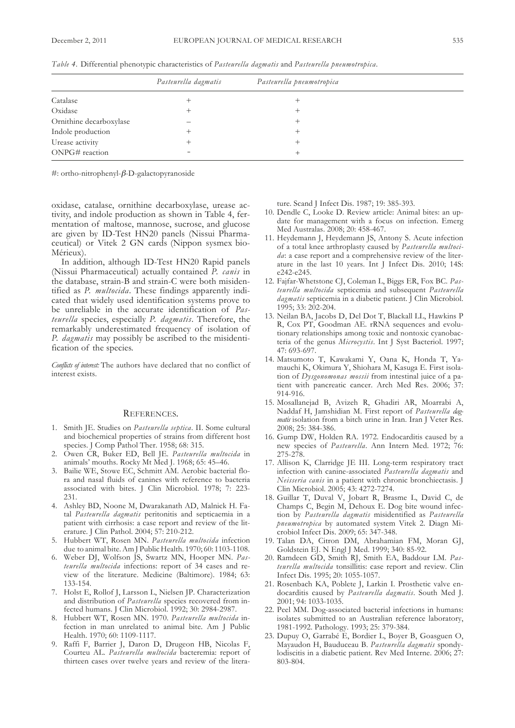*Table 4.* Differential phenotypic characteristics of *Pasteurella dagmatis* and *Pasteurella pneumotropica*.

| | *Pasteurella dagmatis* | *Pasteurella pneumotropica* |
|---|---|---|
| Catalase | + | + |
| Oxidase | + | + |
| Ornithine decarboxylase | – | + |
| Indole production | + | + |
| Urease activity | + | + |
| ONPG# reaction | - | + |

#: ortho-nitrophenyl-$\beta$-D-galactopyranoside

oxidase, catalase, ornithine decarboxylase, urease activity, and indole production as shown in Table 4, fermentation of maltose, mannose, sucrose, and glucose are given by ID-Test HN20 panels (Nissui Pharmaceutical) or Vitek 2 GN cards (Nippon sysmex bioMérieux).

In addition, although ID-Test HN20 Rapid panels (Nissui Pharmaceutical) actually contained *P. canis* in the database, strain-B and strain-C were both misidentified as *P. multocida*. These findings apparently indicated that widely used identification systems prove to be unreliable in the accurate identification of *Pasteurella* species, especially *P. dagmatis*. Therefore, the remarkably underestimated frequency of isolation of *P. dagmatis* may possibly be ascribed to the misidentification of the species.

*Conflicts of interest:* The authors have declared that no conflict of interest exists.

## References.

1. Smith JE. Studies on *Pasteurella septica*. II. Some cultural and biochemical properties of strains from different host species. J Comp Pathol Ther. 1958; 68: 315.
2. Owen CR, Buker ED, Bell JE. *Pasteurella multocida* in animals' mouths. Rocky Mt Med J. 1968; 65: 45–46.
3. Bailie WE, Stowe EC, Schmitt AM. Aerobic bacterial flora and nasal fluids of canines with reference to bacteria associated with bites. J Clin Microbiol. 1978; 7: 223-231.
4. Ashley BD, Noone M, Dwarakanath AD, Malnick H. Fatal *Pasteurella dagmatis* peritonitis and septicaemia in a patient with cirrhosis: a case report and review of the literature. J Clin Pathol. 2004; 57: 210-212.
5. Hubbert WT, Rosen MN. *Pasteurella multocida* infection due to animal bite. Am J Public Health. 1970; 60: 1103-1108.
6. Weber DJ, Wolfson JS, Swartz MN, Hooper MN. *Pasteurella multocida* infections: report of 34 cases and review of the literature. Medicine (Baltimore). 1984; 63: 133-154.
7. Holst E, Rollof J, Larsson L, Nielsen JP. Characterization and distribution of *Pasteurella* species recovered from infected humans. J Clin Microbiol. 1992; 30: 2984-2987.
8. Hubbert WT, Rosen MN. 1970. *Pasteurella multocida* infection in man unrelated to animal bite. Am J Public Health. 1970; 60: 1109-1117.
9. Raffi F, Barrier J, Daron D, Drugeon HB, Nicolas F, Courteu AL. *Pasteurella multocida* bacteremia: report of thirteen cases over twelve years and review of the literature. Scand J Infect Dis. 1987; 19: 385-393.
10. Dendle C, Looke D. Review article: Animal bites: an update for management with a focus on infection. Emerg Med Australas. 2008; 20: 458-467.
11. Heydemann J, Heydemann JS, Antony S. Acute infection of a total knee arthroplasty caused by *Pasteurella multocida*: a case report and a comprehensive review of the literature in the last 10 years. Int J Infect Dis. 2010; 14S: e242-e245.
12. Fajfar-Whetstone CJ, Coleman L, Biggs ER, Fox BC. *Pasteurella multocida* septicemia and subsequent *Pasteurella dagmatis* septicemia in a diabetic patient. J Clin Microbiol. 1995; 33: 202-204.
13. Neilan BA, Jacobs D, Del Dot T, Blackall LL, Hawkins P R, Cox PT, Goodman AE. rRNA sequences and evolutionary relationships among toxic and nontoxic cyanobacteria of the genus *Microcystis*. Int J Syst Bacteriol. 1997; 47: 693-697.
14. Matsumoto T, Kawakami Y, Oana K, Honda T, Yamauchi K, Okimura Y, Shiohara M, Kasuga E. First isolation of *Dysgonomonas mossii* from intestinal juice of a patient with pancreatic cancer. Arch Med Res. 2006; 37: 914-916.
15. Mosallanejad B, Avizeh R, Ghadiri AR, Moarrabi A, Naddaf H, Jamshidian M. First report of *Pasteurella dagmatis* isolation from a bitch urine in Iran. Iran J Veter Res. 2008; 25: 384-386.
16. Gump DW, Holden RA. 1972. Endocarditis caused by a new species of *Pasteurella*. Ann Intern Med. 1972; 76: 275-278.
17. Allison K, Clarridge JE III. Long-term respiratory tract infection with canine-associated *Pasteurella dagmatis* and *Neisseria canis* in a patient with chronic bronchiectasis. J Clin Microbiol. 2005; 43: 4272-7274.
18. Guillar T, Duval V, Jobart R, Brasme L, David C, de Champs C, Begin M, Dehoux E. Dog bite wound infection by *Pasteurella dagmatis* misidentified as *Pasteurella pneumotropica* by automated system Vitek 2. Diagn Microbiol Infect Dis. 2009; 65: 347-348.
19. Talan DA, Citron DM, Abrahamian FM, Moran GJ, Goldstein EJ. N Engl J Med. 1999; 340: 85-92.
20. Ramdeen GD, Smith RJ, Smith EA, Baddour LM. *Pasteurella multocida* tonsillitis: case report and review. Clin Infect Dis. 1995; 20: 1055-1057.
21. Rosenbach KA, Poblete J, Larkin I. Prosthetic valve endocarditis caused by *Pasteurella dagmatis*. South Med J. 2001; 94: 1033-1035.
22. Peel MM. Dog-associated bacterial infections in humans: isolates submitted to an Australian reference laboratory, 1981-1992. Pathology. 1993; 25: 379-384.
23. Dupuy O, Garrabé E, Bordier L, Boyer B, Goasguen O, Mayaudon H, Bauduceau B. *Pasteurella dagmatis* spondylodiscitis in a diabetic patient. Rev Med Interne. 2006; 27: 803-804.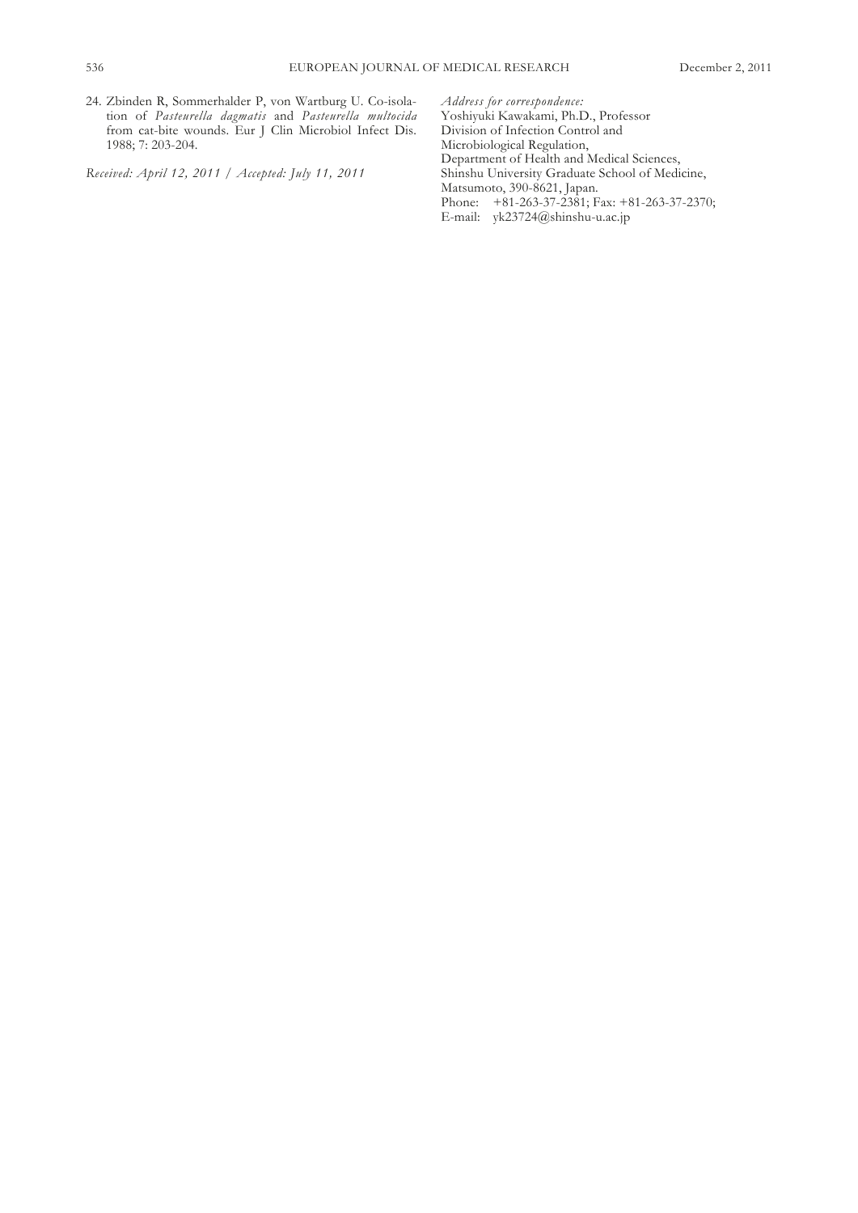24. Zbinden R, Sommerhalder P, von Wartburg U. Co-isolation of *Pasteurella dagmatis* and *Pasteurella multocida* from cat-bite wounds. Eur J Clin Microbiol Infect Dis. 1988; 7: 203-204.

*Received: April 12, 2011 / Accepted: July 11, 2011*

*Address for correspondence:*
Yoshiyuki Kawakami, Ph.D., Professor
Division of Infection Control and
Microbiological Regulation,
Department of Health and Medical Sciences,
Shinshu University Graduate School of Medicine,
Matsumoto, 390-8621, Japan.
Phone: +81-263-37-2381; Fax: +81-263-37-2370;
E-mail: yk23724@shinshu-u.ac.jp